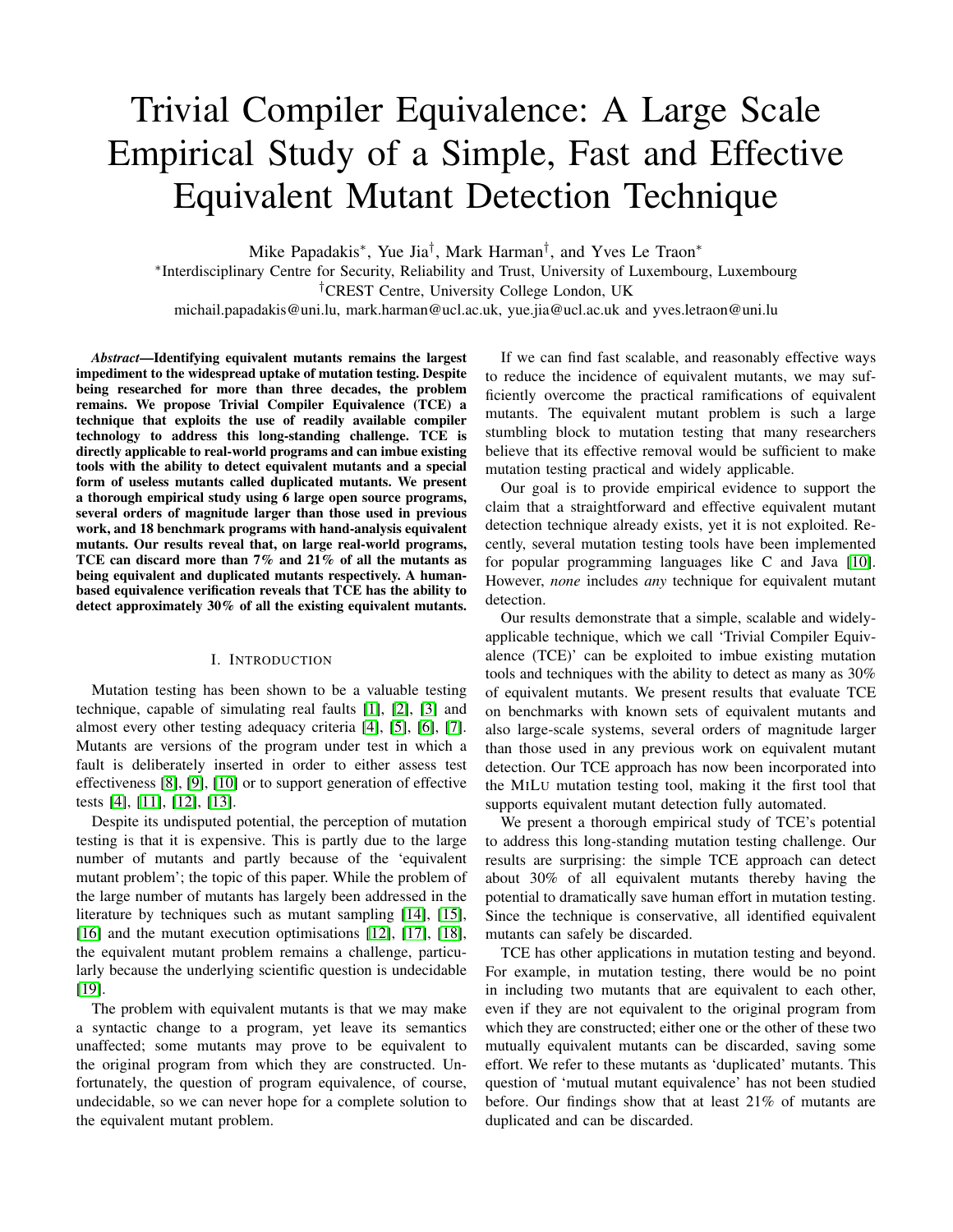# Trivial Compiler Equivalence: A Large Scale Empirical Study of a Simple, Fast and Effective Equivalent Mutant Detection Technique

Mike Papadakis*, Yue Jia†, Mark Harman†, and Yves Le Traon*

*Interdisciplinary Centre for Security, Reliability and Trust, University of Luxembourg, Luxembourg

†CREST Centre, University College London, UK

michail.papadakis@uni.lu, mark.harman@ucl.ac.uk, yue.jia@ucl.ac.uk and yves.letraon@uni.lu

***Abstract*—Identifying equivalent mutants remains the largest impediment to the widespread uptake of mutation testing. Despite being researched for more than three decades, the problem remains. We propose Trivial Compiler Equivalence (TCE) a technique that exploits the use of readily available compiler technology to address this long-standing challenge. TCE is directly applicable to real-world programs and can imbue existing tools with the ability to detect equivalent mutants and a special form of useless mutants called duplicated mutants. We present a thorough empirical study using 6 large open source programs, several orders of magnitude larger than those used in previous work, and 18 benchmark programs with hand-analysis equivalent mutants. Our results reveal that, on large real-world programs, TCE can discard more than 7% and 21% of all the mutants as being equivalent and duplicated mutants respectively. A human-based equivalence verification reveals that TCE has the ability to detect approximately 30% of all the existing equivalent mutants.**

## I. Introduction

Mutation testing has been shown to be a valuable testing technique, capable of simulating real faults [1], [2], [3] and almost every other testing adequacy criteria [4], [5], [6], [7]. Mutants are versions of the program under test in which a fault is deliberately inserted in order to either assess test effectiveness [8], [9], [10] or to support generation of effective tests [4], [11], [12], [13].

Despite its undisputed potential, the perception of mutation testing is that it is expensive. This is partly due to the large number of mutants and partly because of the 'equivalent mutant problem'; the topic of this paper. While the problem of the large number of mutants has largely been addressed in the literature by techniques such as mutant sampling [14], [15], [16] and the mutant execution optimisations [12], [17], [18], the equivalent mutant problem remains a challenge, particularly because the underlying scientific question is undecidable [19].

The problem with equivalent mutants is that we may make a syntactic change to a program, yet leave its semantics unaffected; some mutants may prove to be equivalent to the original program from which they are constructed. Unfortunately, the question of program equivalence, of course, undecidable, so we can never hope for a complete solution to the equivalent mutant problem.

If we can find fast scalable, and reasonably effective ways to reduce the incidence of equivalent mutants, we may sufficiently overcome the practical ramifications of equivalent mutants. The equivalent mutant problem is such a large stumbling block to mutation testing that many researchers believe that its effective removal would be sufficient to make mutation testing practical and widely applicable.

Our goal is to provide empirical evidence to support the claim that a straightforward and effective equivalent mutant detection technique already exists, yet it is not exploited. Recently, several mutation testing tools have been implemented for popular programming languages like C and Java [10]. However, *none* includes *any* technique for equivalent mutant detection.

Our results demonstrate that a simple, scalable and widely-applicable technique, which we call 'Trivial Compiler Equivalence (TCE)' can be exploited to imbue existing mutation tools and techniques with the ability to detect as many as 30% of equivalent mutants. We present results that evaluate TCE on benchmarks with known sets of equivalent mutants and also large-scale systems, several orders of magnitude larger than those used in any previous work on equivalent mutant detection. Our TCE approach has now been incorporated into the MILU mutation testing tool, making it the first tool that supports equivalent mutant detection fully automated.

We present a thorough empirical study of TCE's potential to address this long-standing mutation testing challenge. Our results are surprising: the simple TCE approach can detect about 30% of all equivalent mutants thereby having the potential to dramatically save human effort in mutation testing. Since the technique is conservative, all identified equivalent mutants can safely be discarded.

TCE has other applications in mutation testing and beyond. For example, in mutation testing, there would be no point in including two mutants that are equivalent to each other, even if they are not equivalent to the original program from which they are constructed; either one or the other of these two mutually equivalent mutants can be discarded, saving some effort. We refer to these mutants as 'duplicated' mutants. This question of 'mutual mutant equivalence' has not been studied before. Our findings show that at least 21% of mutants are duplicated and can be discarded.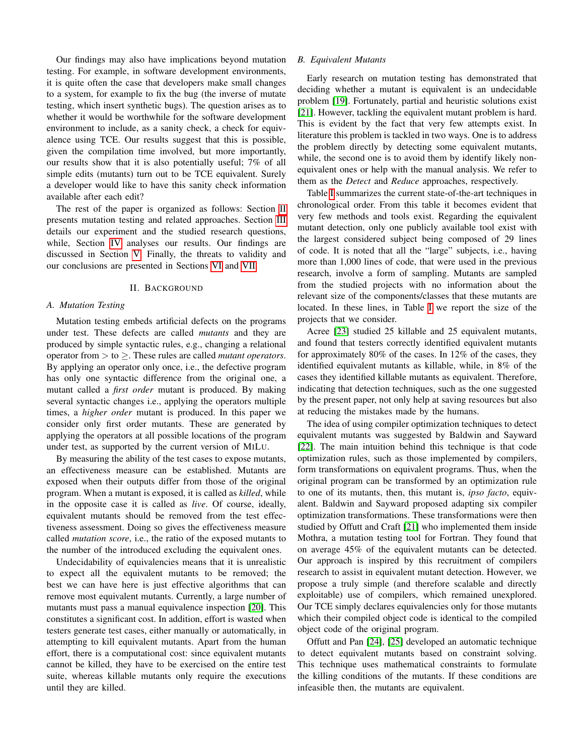Our findings may also have implications beyond mutation testing. For example, in software development environments, it is quite often the case that developers make small changes to a system, for example to fix the bug (the inverse of mutate testing, which insert synthetic bugs). The question arises as to whether it would be worthwhile for the software development environment to include, as a sanity check, a check for equivalence using TCE. Our results suggest that this is possible, given the compilation time involved, but more importantly, our results show that it is also potentially useful; 7% of all simple edits (mutants) turn out to be TCE equivalent. Surely a developer would like to have this sanity check information available after each edit?

The rest of the paper is organized as follows: Section II presents mutation testing and related approaches. Section III details our experiment and the studied research questions, while, Section IV analyses our results. Our findings are discussed in Section V. Finally, the threats to validity and our conclusions are presented in Sections VI and VII.

## II. Background

### A. Mutation Testing

Mutation testing embeds artificial defects on the programs under test. These defects are called *mutants* and they are produced by simple syntactic rules, e.g., changing a relational operator from $>$ to $\geq$. These rules are called *mutant operators*. By applying an operator only once, i.e., the defective program has only one syntactic difference from the original one, a mutant called a *first order* mutant is produced. By making several syntactic changes i.e., applying the operators multiple times, a *higher order* mutant is produced. In this paper we consider only first order mutants. These are generated by applying the operators at all possible locations of the program under test, as supported by the current version of MiLu.

By measuring the ability of the test cases to expose mutants, an effectiveness measure can be established. Mutants are exposed when their outputs differ from those of the original program. When a mutant is exposed, it is called as *killed*, while in the opposite case it is called as *live*. Of course, ideally, equivalent mutants should be removed from the test effectiveness assessment. Doing so gives the effectiveness measure called *mutation score*, i.e., the ratio of the exposed mutants to the number of the introduced excluding the equivalent ones.

Undecidability of equivalencies means that it is unrealistic to expect all the equivalent mutants to be removed; the best we can have here is just effective algorithms that can remove most equivalent mutants. Currently, a large number of mutants must pass a manual equivalence inspection [20]. This constitutes a significant cost. In addition, effort is wasted when testers generate test cases, either manually or automatically, in attempting to kill equivalent mutants. Apart from the human effort, there is a computational cost: since equivalent mutants cannot be killed, they have to be exercised on the entire test suite, whereas killable mutants only require the executions until they are killed.

### B. Equivalent Mutants

Early research on mutation testing has demonstrated that deciding whether a mutant is equivalent is an undecidable problem [19]. Fortunately, partial and heuristic solutions exist [21]. However, tackling the equivalent mutant problem is hard. This is evident by the fact that very few attempts exist. In literature this problem is tackled in two ways. One is to address the problem directly by detecting some equivalent mutants, while, the second one is to avoid them by identify likely non-equivalent ones or help with the manual analysis. We refer to them as the *Detect* and *Reduce* approaches, respectively.

Table I summarizes the current state-of-the-art techniques in chronological order. From this table it becomes evident that very few methods and tools exist. Regarding the equivalent mutant detection, only one publicly available tool exist with the largest considered subject being composed of 29 lines of code. It is noted that all the "large" subjects, i.e., having more than 1,000 lines of code, that were used in the previous research, involve a form of sampling. Mutants are sampled from the studied projects with no information about the relevant size of the components/classes that these mutants are located. In these lines, in Table I we report the size of the projects that we consider.

Acree [23] studied 25 killable and 25 equivalent mutants, and found that testers correctly identified equivalent mutants for approximately 80% of the cases. In 12% of the cases, they identified equivalent mutants as killable, while, in 8% of the cases they identified killable mutants as equivalent. Therefore, indicating that detection techniques, such as the one suggested by the present paper, not only help at saving resources but also at reducing the mistakes made by the humans.

The idea of using compiler optimization techniques to detect equivalent mutants was suggested by Baldwin and Sayward [22]. The main intuition behind this technique is that code optimization rules, such as those implemented by compilers, form transformations on equivalent programs. Thus, when the original program can be transformed by an optimization rule to one of its mutants, then, this mutant is, *ipso facto*, equivalent. Baldwin and Sayward proposed adapting six compiler optimization transformations. These transformations were then studied by Offutt and Craft [21] who implemented them inside Mothra, a mutation testing tool for Fortran. They found that on average 45% of the equivalent mutants can be detected. Our approach is inspired by this recruitment of compilers research to assist in equivalent mutant detection. However, we propose a truly simple (and therefore scalable and directly exploitable) use of compilers, which remained unexplored. Our TCE simply declares equivalencies only for those mutants which their compiled object code is identical to the compiled object code of the original program.

Offutt and Pan [24], [25] developed an automatic technique to detect equivalent mutants based on constraint solving. This technique uses mathematical constraints to formulate the killing conditions of the mutants. If these conditions are infeasible then, the mutants are equivalent.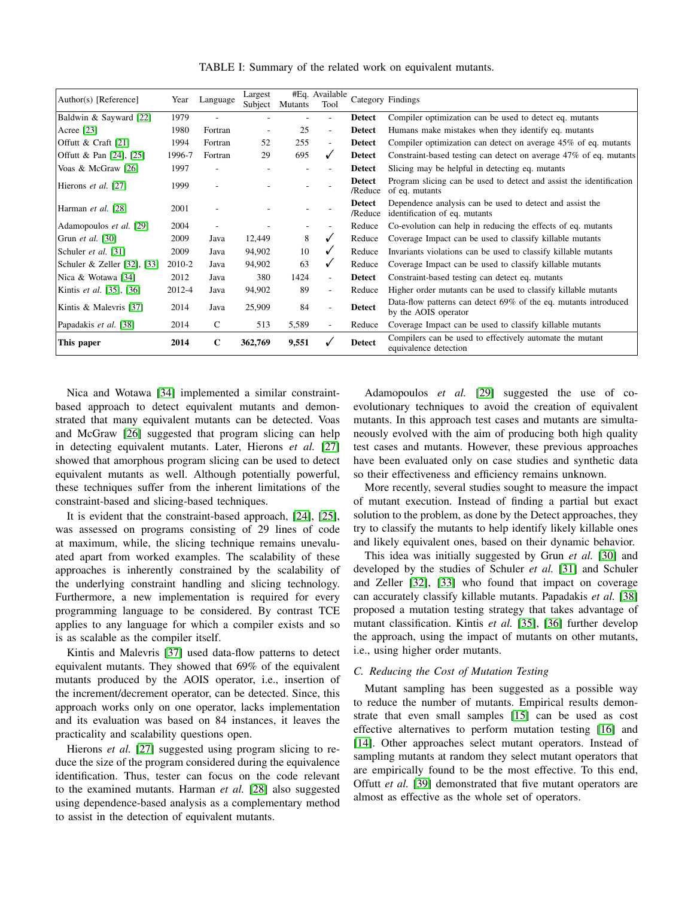TABLE I: Summary of the related work on equivalent mutants.

| Author(s) [Reference] | Year | Language | Largest Subject | #Eq. Mutants | Available Tool | Category | Findings |
|---|---|---|---|---|---|---|---|
| Baldwin & Sayward [22] | 1979 | - | - | - | - | **Detect** | Compiler optimization can be used to detect eq. mutants |
| Acree [23] | 1980 | Fortran | - | 25 | - | **Detect** | Humans make mistakes when they identify eq. mutants |
| Offutt & Craft [21] | 1994 | Fortran | 52 | 255 | - | **Detect** | Compiler optimization can detect on average 45% of eq. mutants |
| Offutt & Pan [24], [25] | 1996-7 | Fortran | 29 | 695 | ✓ | **Detect** | Constraint-based testing can detect on average 47% of eq. mutants |
| Voas & McGraw [26] | 1997 | - | - | - | - | **Detect** | Slicing may be helpful in detecting eq. mutants |
| Hierons *et al.* [27] | 1999 | - | - | - | - | **Detect** /Reduce | Program slicing can be used to detect and assist the identification of eq. mutants |
| Harman *et al.* [28] | 2001 | - | - | - | - | **Detect** /Reduce | Dependence analysis can be used to detect and assist the identification of eq. mutants |
| Adamopoulos *et al.* [29] | 2004 | - | - | - | - | Reduce | Co-evolution can help in reducing the effects of eq. mutants |
| Grun *et al.* [30] | 2009 | Java | 12,449 | 8 | ✓ | Reduce | Coverage Impact can be used to classify killable mutants |
| Schuler *et al.* [31] | 2009 | Java | 94,902 | 10 | ✓ | Reduce | Invariants violations can be used to classify killable mutants |
| Schuler & Zeller [32], [33] | 2010-2 | Java | 94,902 | 63 | ✓ | Reduce | Coverage Impact can be used to classify killable mutants |
| Nica & Wotawa [34] | 2012 | Java | 380 | 1424 | - | **Detect** | Constraint-based testing can detect eq. mutants |
| Kintis *et al.* [35], [36] | 2012-4 | Java | 94,902 | 89 | - | Reduce | Higher order mutants can be used to classify killable mutants |
| Kintis & Malevris [37] | 2014 | Java | 25,909 | 84 | - | **Detect** | Data-flow patterns can detect 69% of the eq. mutants introduced by the AOIS operator |
| Papadakis *et al.* [38] | 2014 | C | 513 | 5,589 | - | Reduce | Coverage Impact can be used to classify killable mutants |
| **This paper** | **2014** | **C** | **362,769** | **9,551** | ✓ | **Detect** | Compilers can be used to effectively automate the mutant equivalence detection |

Nica and Wotawa [34] implemented a similar constraint-based approach to detect equivalent mutants and demonstrated that many equivalent mutants can be detected. Voas and McGraw [26] suggested that program slicing can help in detecting equivalent mutants. Later, Hierons *et al.* [27] showed that amorphous program slicing can be used to detect equivalent mutants as well. Although potentially powerful, these techniques suffer from the inherent limitations of the constraint-based and slicing-based techniques.

It is evident that the constraint-based approach, [24], [25], was assessed on programs consisting of 29 lines of code at maximum, while, the slicing technique remains unevaluated apart from worked examples. The scalability of these approaches is inherently constrained by the scalability of the underlying constraint handling and slicing technology. Furthermore, a new implementation is required for every programming language to be considered. By contrast TCE applies to any language for which a compiler exists and so is as scalable as the compiler itself.

Kintis and Malevris [37] used data-flow patterns to detect equivalent mutants. They showed that 69% of the equivalent mutants produced by the AOIS operator, i.e., insertion of the increment/decrement operator, can be detected. Since, this approach works only on one operator, lacks implementation and its evaluation was based on 84 instances, it leaves the practicality and scalability questions open.

Hierons *et al.* [27] suggested using program slicing to reduce the size of the program considered during the equivalence identification. Thus, tester can focus on the code relevant to the examined mutants. Harman *et al.* [28] also suggested using dependence-based analysis as a complementary method to assist in the detection of equivalent mutants.

Adamopoulos *et al.* [29] suggested the use of co-evolutionary techniques to avoid the creation of equivalent mutants. In this approach test cases and mutants are simultaneously evolved with the aim of producing both high quality test cases and mutants. However, these previous approaches have been evaluated only on case studies and synthetic data so their effectiveness and efficiency remains unknown.

More recently, several studies sought to measure the impact of mutant execution. Instead of finding a partial but exact solution to the problem, as done by the Detect approaches, they try to classify the mutants to help identify likely killable ones and likely equivalent ones, based on their dynamic behavior.

This idea was initially suggested by Grun *et al.* [30] and developed by the studies of Schuler *et al.* [31] and Schuler and Zeller [32], [33] who found that impact on coverage can accurately classify killable mutants. Papadakis *et al.* [38] proposed a mutation testing strategy that takes advantage of mutant classification. Kintis *et al.* [35], [36] further develop the approach, using the impact of mutants on other mutants, i.e., using higher order mutants.

### *C. Reducing the Cost of Mutation Testing*

Mutant sampling has been suggested as a possible way to reduce the number of mutants. Empirical results demonstrate that even small samples [15] can be used as cost effective alternatives to perform mutation testing [16] and [14]. Other approaches select mutant operators. Instead of sampling mutants at random they select mutant operators that are empirically found to be the most effective. To this end, Offutt *et al.* [39] demonstrated that five mutant operators are almost as effective as the whole set of operators.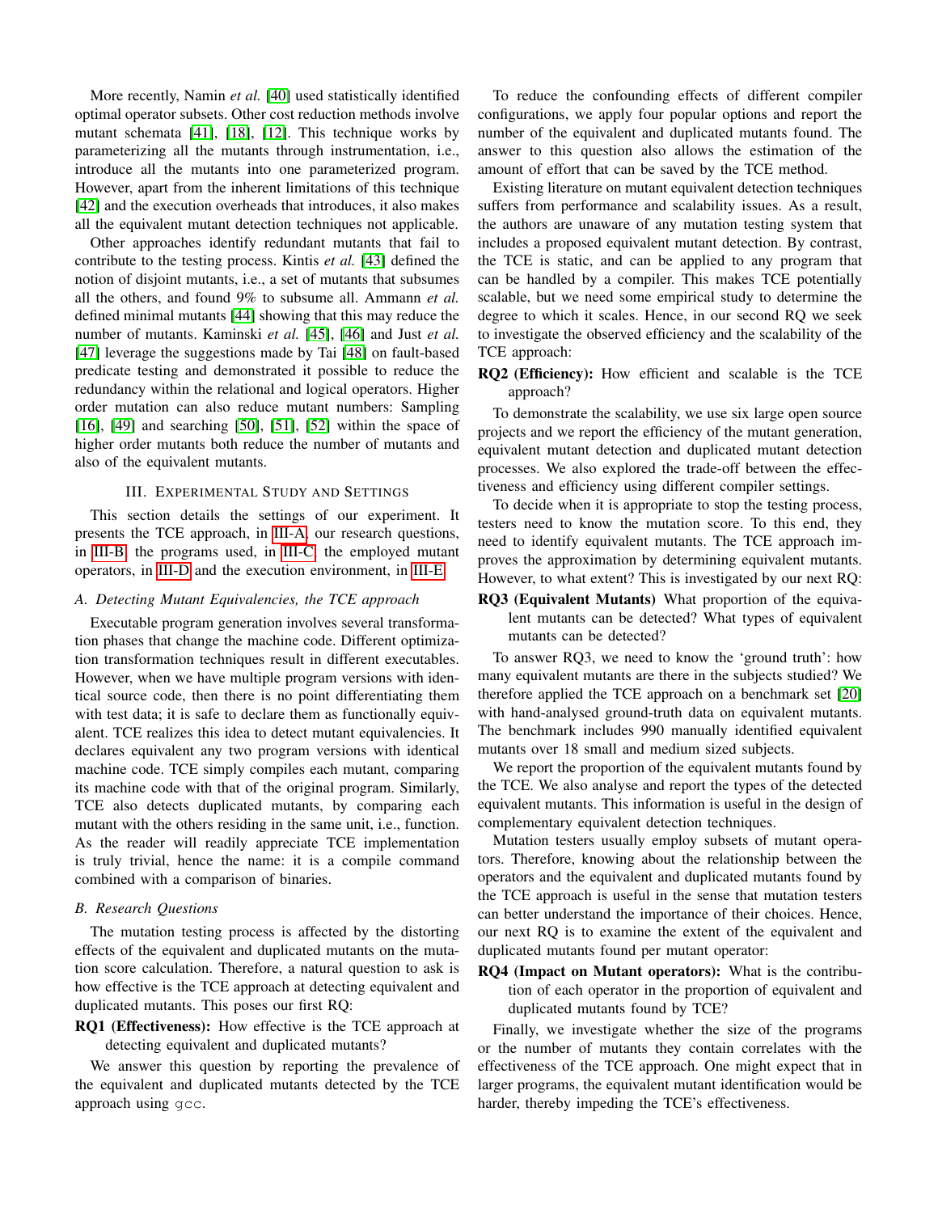More recently, Namin *et al.* [40] used statistically identified optimal operator subsets. Other cost reduction methods involve mutant schemata [41], [18], [12]. This technique works by parameterizing all the mutants through instrumentation, i.e., introduce all the mutants into one parameterized program. However, apart from the inherent limitations of this technique [42] and the execution overheads that introduces, it also makes all the equivalent mutant detection techniques not applicable.

Other approaches identify redundant mutants that fail to contribute to the testing process. Kintis *et al.* [43] defined the notion of disjoint mutants, i.e., a set of mutants that subsumes all the others, and found 9% to subsume all. Ammann *et al.* defined minimal mutants [44] showing that this may reduce the number of mutants. Kaminski *et al.* [45], [46] and Just *et al.* [47] leverage the suggestions made by Tai [48] on fault-based predicate testing and demonstrated it possible to reduce the redundancy within the relational and logical operators. Higher order mutation can also reduce mutant numbers: Sampling [16], [49] and searching [50], [51], [52] within the space of higher order mutants both reduce the number of mutants and also of the equivalent mutants.

## III. Experimental Study and Settings

This section details the settings of our experiment. It presents the TCE approach, in III-A, our research questions, in III-B, the programs used, in III-C, the employed mutant operators, in III-D and the execution environment, in III-E.

### A. Detecting Mutant Equivalencies, the TCE approach

Executable program generation involves several transformation phases that change the machine code. Different optimization transformation techniques result in different executables. However, when we have multiple program versions with identical source code, then there is no point differentiating them with test data; it is safe to declare them as functionally equivalent. TCE realizes this idea to detect mutant equivalencies. It declares equivalent any two program versions with identical machine code. TCE simply compiles each mutant, comparing its machine code with that of the original program. Similarly, TCE also detects duplicated mutants, by comparing each mutant with the others residing in the same unit, i.e., function. As the reader will readily appreciate TCE implementation is truly trivial, hence the name: it is a compile command combined with a comparison of binaries.

### B. Research Questions

The mutation testing process is affected by the distorting effects of the equivalent and duplicated mutants on the mutation score calculation. Therefore, a natural question to ask is how effective is the TCE approach at detecting equivalent and duplicated mutants. This poses our first RQ:

**RQ1 (Effectiveness):** How effective is the TCE approach at detecting equivalent and duplicated mutants?

We answer this question by reporting the prevalence of the equivalent and duplicated mutants detected by the TCE approach using `gcc`.

To reduce the confounding effects of different compiler configurations, we apply four popular options and report the number of the equivalent and duplicated mutants found. The answer to this question also allows the estimation of the amount of effort that can be saved by the TCE method.

Existing literature on mutant equivalent detection techniques suffers from performance and scalability issues. As a result, the authors are unaware of any mutation testing system that includes a proposed equivalent mutant detection. By contrast, the TCE is static, and can be applied to any program that can be handled by a compiler. This makes TCE potentially scalable, but we need some empirical study to determine the degree to which it scales. Hence, in our second RQ we seek to investigate the observed efficiency and the scalability of the TCE approach:

**RQ2 (Efficiency):** How efficient and scalable is the TCE approach?

To demonstrate the scalability, we use six large open source projects and we report the efficiency of the mutant generation, equivalent mutant detection and duplicated mutant detection processes. We also explored the trade-off between the effectiveness and efficiency using different compiler settings.

To decide when it is appropriate to stop the testing process, testers need to know the mutation score. To this end, they need to identify equivalent mutants. The TCE approach improves the approximation by determining equivalent mutants. However, to what extent? This is investigated by our next RQ:

**RQ3 (Equivalent Mutants)** What proportion of the equivalent mutants can be detected? What types of equivalent mutants can be detected?

To answer RQ3, we need to know the 'ground truth': how many equivalent mutants are there in the subjects studied? We therefore applied the TCE approach on a benchmark set [20] with hand-analysed ground-truth data on equivalent mutants. The benchmark includes 990 manually identified equivalent mutants over 18 small and medium sized subjects.

We report the proportion of the equivalent mutants found by the TCE. We also analyse and report the types of the detected equivalent mutants. This information is useful in the design of complementary equivalent detection techniques.

Mutation testers usually employ subsets of mutant operators. Therefore, knowing about the relationship between the operators and the equivalent and duplicated mutants found by the TCE approach is useful in the sense that mutation testers can better understand the importance of their choices. Hence, our next RQ is to examine the extent of the equivalent and duplicated mutants found per mutant operator:

**RQ4 (Impact on Mutant operators):** What is the contribution of each operator in the proportion of equivalent and duplicated mutants found by TCE?

Finally, we investigate whether the size of the programs or the number of mutants they contain correlates with the effectiveness of the TCE approach. One might expect that in larger programs, the equivalent mutant identification would be harder, thereby impeding the TCE's effectiveness.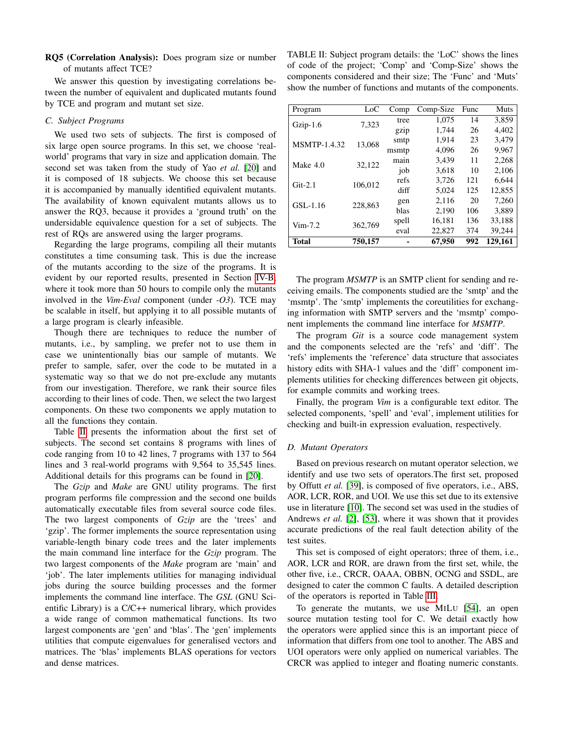**RQ5 (Correlation Analysis):** Does program size or number of mutants affect TCE?

We answer this question by investigating correlations between the number of equivalent and duplicated mutants found by TCE and program and mutant set size.

### C. Subject Programs

We used two sets of subjects. The first is composed of six large open source programs. In this set, we choose 'real-world' programs that vary in size and application domain. The second set was taken from the study of Yao *et al.* [20] and it is composed of 18 subjects. We choose this set because it is accompanied by manually identified equivalent mutants. The availability of known equivalent mutants allows us to answer the RQ3, because it provides a 'ground truth' on the undersidable equivalence question for a set of subjects. The rest of RQs are answered using the larger programs.

Regarding the large programs, compiling all their mutants constitutes a time consuming task. This is due the increase of the mutants according to the size of the programs. It is evident by our reported results, presented in Section IV-B, where it took more than 50 hours to compile only the mutants involved in the *Vim-Eval* component (under *-O3*). TCE may be scalable in itself, but applying it to all possible mutants of a large program is clearly infeasible.

Though there are techniques to reduce the number of mutants, i.e., by sampling, we prefer not to use them in case we unintentionally bias our sample of mutants. We prefer to sample, safer, over the code to be mutated in a systematic way so that we do not pre-exclude any mutants from our investigation. Therefore, we rank their source files according to their lines of code. Then, we select the two largest components. On these two components we apply mutation to all the functions they contain.

Table II presents the information about the first set of subjects. The second set contains 8 programs with lines of code ranging from 10 to 42 lines, 7 programs with 137 to 564 lines and 3 real-world programs with 9,564 to 35,545 lines. Additional details for this programs can be found in [20].

The *Gzip* and *Make* are GNU utility programs. The first program performs file compression and the second one builds automatically executable files from several source code files. The two largest components of *Gzip* are the 'trees' and 'gzip'. The former implements the source representation using variable-length binary code trees and the later implements the main command line interface for the *Gzip* program. The two largest components of the *Make* program are 'main' and 'job'. The later implements utilities for managing individual jobs during the source building processes and the former implements the command line interface. The *GSL* (GNU Scientific Library) is a C/C++ numerical library, which provides a wide range of common mathematical functions. Its two largest components are 'gen' and 'blas'. The 'gen' implements utilities that compute eigenvalues for generalised vectors and matrices. The 'blas' implements BLAS operations for vectors and dense matrices.

TABLE II: Subject program details: the 'LoC' shows the lines of code of the project; 'Comp' and 'Comp-Size' shows the components considered and their size; The 'Func' and 'Muts' show the number of functions and mutants of the components.

| Program | LoC | Comp | Comp-Size | Func | Muts |
|---|---|---|---|---|---|
| Gzip-1.6 | 7,323 | tree | 1,075 | 14 | 3,859 |
| | | gzip | 1,744 | 26 | 4,402 |
| MSMTP-1.4.32 | 13,068 | smtp | 1,914 | 23 | 3,479 |
| | | msmtp | 4,096 | 26 | 9,967 |
| Make 4.0 | 32,122 | main | 3,439 | 11 | 2,268 |
| | | job | 3,618 | 10 | 2,106 |
| Git-2.1 | 106,012 | refs | 3,726 | 121 | 6,644 |
| | | diff | 5,024 | 125 | 12,855 |
| GSL-1.16 | 228,863 | gen | 2,116 | 20 | 7,260 |
| | | blas | 2,190 | 106 | 3,889 |
| Vim-7.2 | 362,769 | spell | 16,181 | 136 | 33,188 |
| | | eval | 22,827 | 374 | 39,244 |
| **Total** | **750,157** | **-** | **67,950** | **992** | **129,161** |

The program *MSMTP* is an SMTP client for sending and receiving emails. The components studied are the 'smtp' and the 'msmtp'. The 'smtp' implements the coreutilities for exchanging information with SMTP servers and the 'msmtp' component implements the command line interface for *MSMTP*.

The program *Git* is a source code management system and the components selected are the 'refs' and 'diff'. The 'refs' implements the 'reference' data structure that associates history edits with SHA-1 values and the 'diff' component implements utilities for checking differences between git objects, for example commits and working trees.

Finally, the program *Vim* is a configurable text editor. The selected components, 'spell' and 'eval', implement utilities for checking and built-in expression evaluation, respectively.

### D. Mutant Operators

Based on previous research on mutant operator selection, we identify and use two sets of operators.The first set, proposed by Offutt *et al.* [39], is composed of five operators, i.e., ABS, AOR, LCR, ROR, and UOI. We use this set due to its extensive use in literature [10]. The second set was used in the studies of Andrews *et al.* [2], [53], where it was shown that it provides accurate predictions of the real fault detection ability of the test suites.

This set is composed of eight operators; three of them, i.e., AOR, LCR and ROR, are drawn from the first set, while, the other five, i.e., CRCR, OAAA, OBBN, OCNG and SSDL, are designed to cater the common C faults. A detailed description of the operators is reported in Table III.

To generate the mutants, we use MILU [54], an open source mutation testing tool for C. We detail exactly how the operators were applied since this is an important piece of information that differs from one tool to another. The ABS and UOI operators were only applied on numerical variables. The CRCR was applied to integer and floating numeric constants.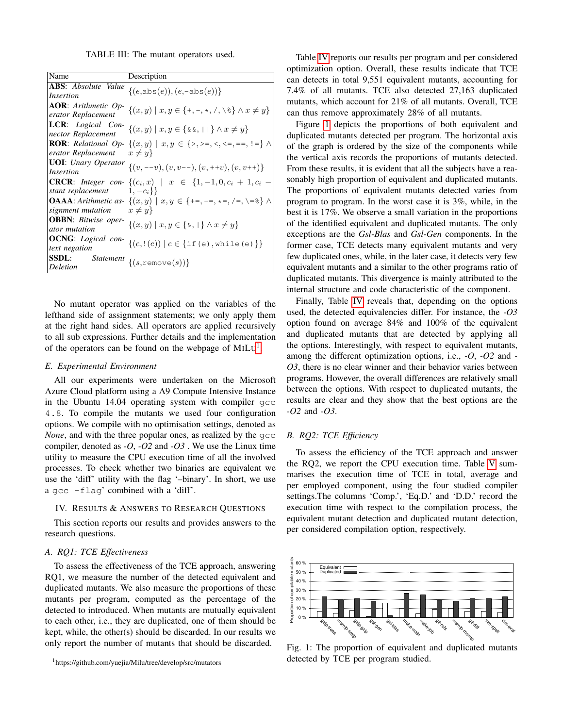TABLE III: The mutant operators used.

| Name | Description |
| --- | --- |
| **ABS**: *Absolute Value Insertion* | $\{(e,\texttt{abs}(e)),(e,\texttt{-abs}(e))\}$ |
| **AOR**: *Arithmetic Operator Replacement* | $\{(x,y) \mid x,y \in \{\texttt{+},\texttt{-},\texttt{*},\texttt{/},\texttt{\%}\} \wedge x \neq y\}$ |
| **LCR**: *Logical Connector Replacement* | $\{(x,y) \mid x,y \in \{\texttt{\&\&},\texttt{\|\|}\} \wedge x \neq y\}$ |
| **ROR**: *Relational Operator Replacement* | $\{(x,y) \mid x,y \in \{\texttt{>},\texttt{>=},\texttt{<},\texttt{<=},\texttt{==},\texttt{!=}\} \wedge x \neq y\}$ |
| **UOI**: *Unary Operator Insertion* | $\{(v,\texttt{--}v),(v,v\texttt{--}),(v,\texttt{++}v),(v,v\texttt{++})\}$ |
| **CRCR**: *Integer constant replacement* | $\{(c_i,x) \mid x \in \{1,-1,0,c_i+1,c_i-1,-c_i\}\}$ |
| **OAAA**: *Arithmetic assignment mutation* | $\{(x,y) \mid x,y \in \{\texttt{+=},\texttt{-=},\texttt{*=},\texttt{/=},\texttt{\%=}\} \wedge x \neq y\}$ |
| **OBBN**: *Bitwise operator mutation* | $\{(x,y) \mid x,y \in \{\texttt{\&},\texttt{\|}\} \wedge x \neq y\}$ |
| **OCNG**: *Logical context negation* | $\{(e,\texttt{!}(e)) \mid e \in \{\texttt{if(e)},\texttt{while(e)}\}\}$ |
| **SSDL**: *Statement Deletion* | $\{(s,\texttt{remove}(s))\}$ |

No mutant operator was applied on the variables of the lefthand side of assignment statements; we only apply them at the right hand sides. All operators are applied recursively to all sub expressions. Further details and the implementation of the operators can be found on the webpage of MILU[1].

### E. Experimental Environment

All our experiments were undertaken on the Microsoft Azure Cloud platform using a A9 Compute Intensive Instance in the Ubuntu 14.04 operating system with compiler `gcc 4.8`. To compile the mutants we used four configuration options. We compile with no optimisation settings, denoted as *None*, and with the three popular ones, as realized by the `gcc` compiler, denoted as *-O*, *-O2* and *-O3* . We use the Linux time utility to measure the CPU execution time of all the involved processes. To check whether two binaries are equivalent we use the 'diff' utility with the flag '–binary'. In short, we use a `gcc -flag`' combined with a 'diff'.

## IV. Results & Answers to Research Questions

This section reports our results and provides answers to the research questions.

### A. RQ1: TCE Effectiveness

To assess the effectiveness of the TCE approach, answering RQ1, we measure the number of the detected equivalent and duplicated mutants. We also measure the proportions of these mutants per program, computed as the percentage of the detected to introduced. When mutants are mutually equivalent to each other, i.e., they are duplicated, one of them should be kept, while, the other(s) should be discarded. In our results we only report the number of mutants that should be discarded.

[1]https://github.com/yuejia/Milu/tree/develop/src/mutators

Table IV reports our results per program and per considered optimization option. Overall, these results indicate that TCE can detects in total 9,551 equivalent mutants, accounting for 7.4% of all mutants. TCE also detected 27,163 duplicated mutants, which account for 21% of all mutants. Overall, TCE can thus remove approximately 28% of all mutants.

Figure 1 depicts the proportions of both equivalent and duplicated mutants detected per program. The horizontal axis of the graph is ordered by the size of the components while the vertical axis records the proportions of mutants detected. From these results, it is evident that all the subjects have a reasonably high proportion of equivalent and duplicated mutants. The proportions of equivalent mutants detected varies from program to program. In the worst case it is 3%, while, in the best it is 17%. We observe a small variation in the proportions of the identified equivalent and duplicated mutants. The only exceptions are the *Gsl-Blas* and *Gsl-Gen* components. In the former case, TCE detects many equivalent mutants and very few duplicated ones, while, in the later case, it detects very few equivalent mutants and a similar to the other programs ratio of duplicated mutants. This divergence is mainly attributed to the internal structure and code characteristic of the component.

Finally, Table IV reveals that, depending on the options used, the detected equivalencies differ. For instance, the *-O3* option found on average 84% and 100% of the equivalent and duplicated mutants that are detected by applying all the options. Interestingly, with respect to equivalent mutants, among the different optimization options, i.e., *-O*, *-O2* and *-O3*, there is no clear winner and their behavior varies between programs. However, the overall differences are relatively small between the options. With respect to duplicated mutants, the results are clear and they show that the best options are the *-O2* and *-O3*.

### B. RQ2: TCE Efficiency

To assess the efficiency of the TCE approach and answer the RQ2, we report the CPU execution time. Table V summarises the execution time of TCE in total, average and per employed component, using the four studied compiler settings.The columns 'Comp.', 'Eq.D.' and 'D.D.' record the execution time with respect to the compilation process, the equivalent mutant detection and duplicated mutant detection, per considered compilation option, respectively.

Fig. 1: The proportion of equivalent and duplicated mutants detected by TCE per program studied.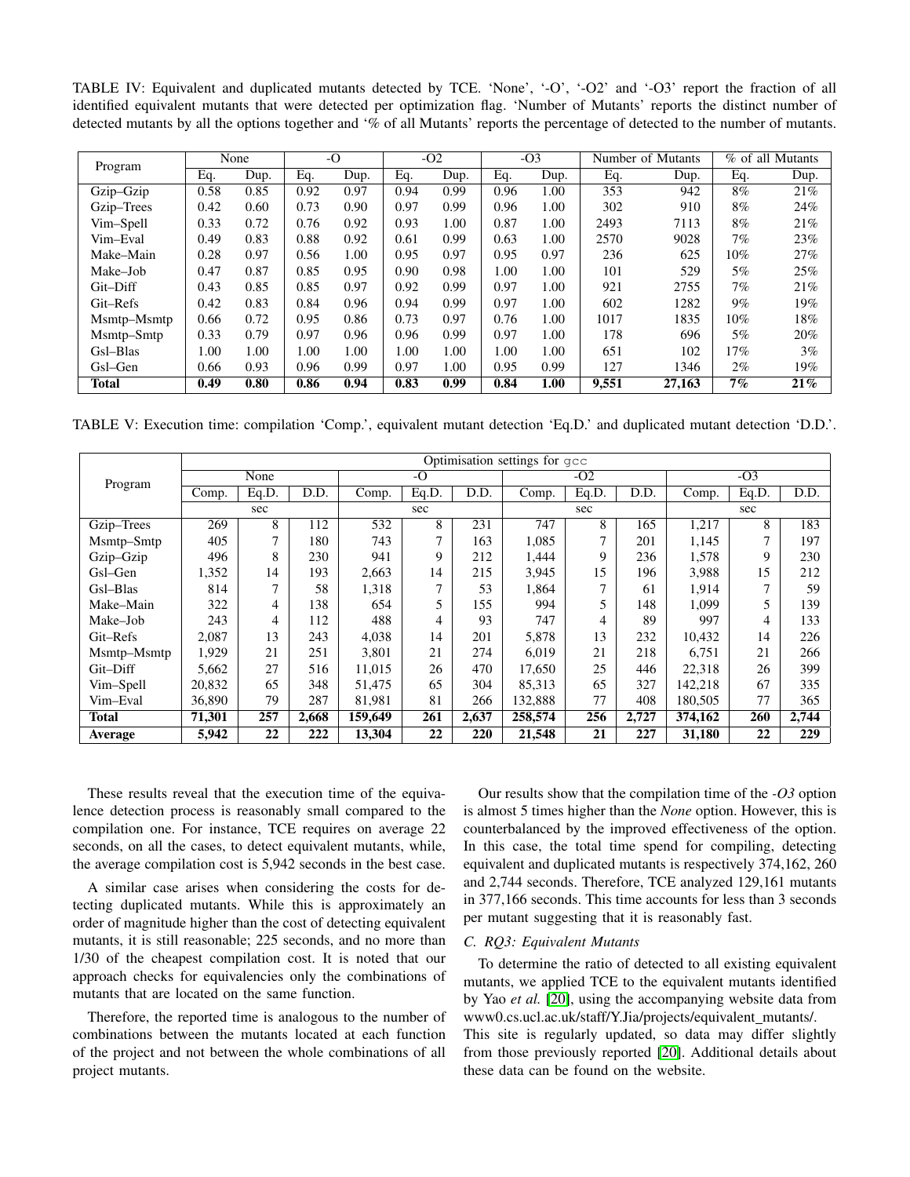TABLE IV: Equivalent and duplicated mutants detected by TCE. 'None', '-O', '-O2' and '-O3' report the fraction of all identified equivalent mutants that were detected per optimization flag. 'Number of Mutants' reports the distinct number of detected mutants by all the options together and '% of all Mutants' reports the percentage of detected to the number of mutants.

| Program | None | | -O | | -O2 | | -O3 | | Number of Mutants | | % of all Mutants | |
|---|---|---|---|---|---|---|---|---|---|---|---|---|
| | Eq. | Dup. | Eq. | Dup. | Eq. | Dup. | Eq. | Dup. | Eq. | Dup. | Eq. | Dup. |
| Gzip–Gzip | 0.58 | 0.85 | 0.92 | 0.97 | 0.94 | 0.99 | 0.96 | 1.00 | 353 | 942 | 8% | 21% |
| Gzip–Trees | 0.42 | 0.60 | 0.73 | 0.90 | 0.97 | 0.99 | 0.96 | 1.00 | 302 | 910 | 8% | 24% |
| Vim–Spell | 0.33 | 0.72 | 0.76 | 0.92 | 0.93 | 1.00 | 0.87 | 1.00 | 2493 | 7113 | 8% | 21% |
| Vim–Eval | 0.49 | 0.83 | 0.88 | 0.92 | 0.61 | 0.99 | 0.63 | 1.00 | 2570 | 9028 | 7% | 23% |
| Make–Main | 0.28 | 0.97 | 0.56 | 1.00 | 0.95 | 0.97 | 0.95 | 0.97 | 236 | 625 | 10% | 27% |
| Make–Job | 0.47 | 0.87 | 0.85 | 0.95 | 0.90 | 0.98 | 1.00 | 1.00 | 101 | 529 | 5% | 25% |
| Git–Diff | 0.43 | 0.85 | 0.85 | 0.97 | 0.92 | 0.99 | 0.97 | 1.00 | 921 | 2755 | 7% | 21% |
| Git–Refs | 0.42 | 0.83 | 0.84 | 0.96 | 0.94 | 0.99 | 0.97 | 1.00 | 602 | 1282 | 9% | 19% |
| Msmtp–Msmtp | 0.66 | 0.72 | 0.95 | 0.86 | 0.73 | 0.97 | 0.76 | 1.00 | 1017 | 1835 | 10% | 18% |
| Msmtp–Smtp | 0.33 | 0.79 | 0.97 | 0.96 | 0.96 | 0.99 | 0.97 | 1.00 | 178 | 696 | 5% | 20% |
| Gsl–Blas | 1.00 | 1.00 | 1.00 | 1.00 | 1.00 | 1.00 | 1.00 | 1.00 | 651 | 102 | 17% | 3% |
| Gsl–Gen | 0.66 | 0.93 | 0.96 | 0.99 | 0.97 | 1.00 | 0.95 | 0.99 | 127 | 1346 | 2% | 19% |
| **Total** | **0.49** | **0.80** | **0.86** | **0.94** | **0.83** | **0.99** | **0.84** | **1.00** | **9,551** | **27,163** | **7%** | **21%** |

TABLE V: Execution time: compilation 'Comp.', equivalent mutant detection 'Eq.D.' and duplicated mutant detection 'D.D.'.

| Program | Optimisation settings for gcc | | | | | | | | | | | |
|---|---|---|---|---|---|---|---|---|---|---|---|---|
| | None | | | -O | | | -O2 | | | -O3 | | |
| | Comp. | Eq.D. | D.D. | Comp. | Eq.D. | D.D. | Comp. | Eq.D. | D.D. | Comp. | Eq.D. | D.D. |
| | sec | | | sec | | | sec | | | sec | | |
| Gzip–Trees | 269 | 8 | 112 | 532 | 8 | 231 | 747 | 8 | 165 | 1,217 | 8 | 183 |
| Msmtp–Smtp | 405 | 7 | 180 | 743 | 7 | 163 | 1,085 | 7 | 201 | 1,145 | 7 | 197 |
| Gzip–Gzip | 496 | 8 | 230 | 941 | 9 | 212 | 1,444 | 9 | 236 | 1,578 | 9 | 230 |
| Gsl–Gen | 1,352 | 14 | 193 | 2,663 | 14 | 215 | 3,945 | 15 | 196 | 3,988 | 15 | 212 |
| Gsl–Blas | 814 | 7 | 58 | 1,318 | 7 | 53 | 1,864 | 7 | 61 | 1,914 | 7 | 59 |
| Make–Main | 322 | 4 | 138 | 654 | 5 | 155 | 994 | 5 | 148 | 1,099 | 5 | 139 |
| Make–Job | 243 | 4 | 112 | 488 | 4 | 93 | 747 | 4 | 89 | 997 | 4 | 133 |
| Git–Refs | 2,087 | 13 | 243 | 4,038 | 14 | 201 | 5,878 | 13 | 232 | 10,432 | 14 | 226 |
| Msmtp–Msmtp | 1,929 | 21 | 251 | 3,801 | 21 | 274 | 6,019 | 21 | 218 | 6,751 | 21 | 266 |
| Git–Diff | 5,662 | 27 | 516 | 11,015 | 26 | 470 | 17,650 | 25 | 446 | 22,318 | 26 | 399 |
| Vim–Spell | 20,832 | 65 | 348 | 51,475 | 65 | 304 | 85,313 | 65 | 327 | 142,218 | 67 | 335 |
| Vim–Eval | 36,890 | 79 | 287 | 81,981 | 81 | 266 | 132,888 | 77 | 408 | 180,505 | 77 | 365 |
| **Total** | **71,301** | **257** | **2,668** | **159,649** | **261** | **2,637** | **258,574** | **256** | **2,727** | **374,162** | **260** | **2,744** |
| **Average** | **5,942** | **22** | **222** | **13,304** | **22** | **220** | **21,548** | **21** | **227** | **31,180** | **22** | **229** |

These results reveal that the execution time of the equivalence detection process is reasonably small compared to the compilation one. For instance, TCE requires on average 22 seconds, on all the cases, to detect equivalent mutants, while, the average compilation cost is 5,942 seconds in the best case.

A similar case arises when considering the costs for detecting duplicated mutants. While this is approximately an order of magnitude higher than the cost of detecting equivalent mutants, it is still reasonable; 225 seconds, and no more than 1/30 of the cheapest compilation cost. It is noted that our approach checks for equivalencies only the combinations of mutants that are located on the same function.

Therefore, the reported time is analogous to the number of combinations between the mutants located at each function of the project and not between the whole combinations of all project mutants.

Our results show that the compilation time of the *-O3* option is almost 5 times higher than the *None* option. However, this is counterbalanced by the improved effectiveness of the option. In this case, the total time spend for compiling, detecting equivalent and duplicated mutants is respectively 374,162, 260 and 2,744 seconds. Therefore, TCE analyzed 129,161 mutants in 377,166 seconds. This time accounts for less than 3 seconds per mutant suggesting that it is reasonably fast.

### C. RQ3: Equivalent Mutants

To determine the ratio of detected to all existing equivalent mutants, we applied TCE to the equivalent mutants identified by Yao *et al.* [20], using the accompanying website data from www0.cs.ucl.ac.uk/staff/Y.Jia/projects/equivalent_mutants/. This site is regularly updated, so data may differ slightly from those previously reported [20]. Additional details about these data can be found on the website.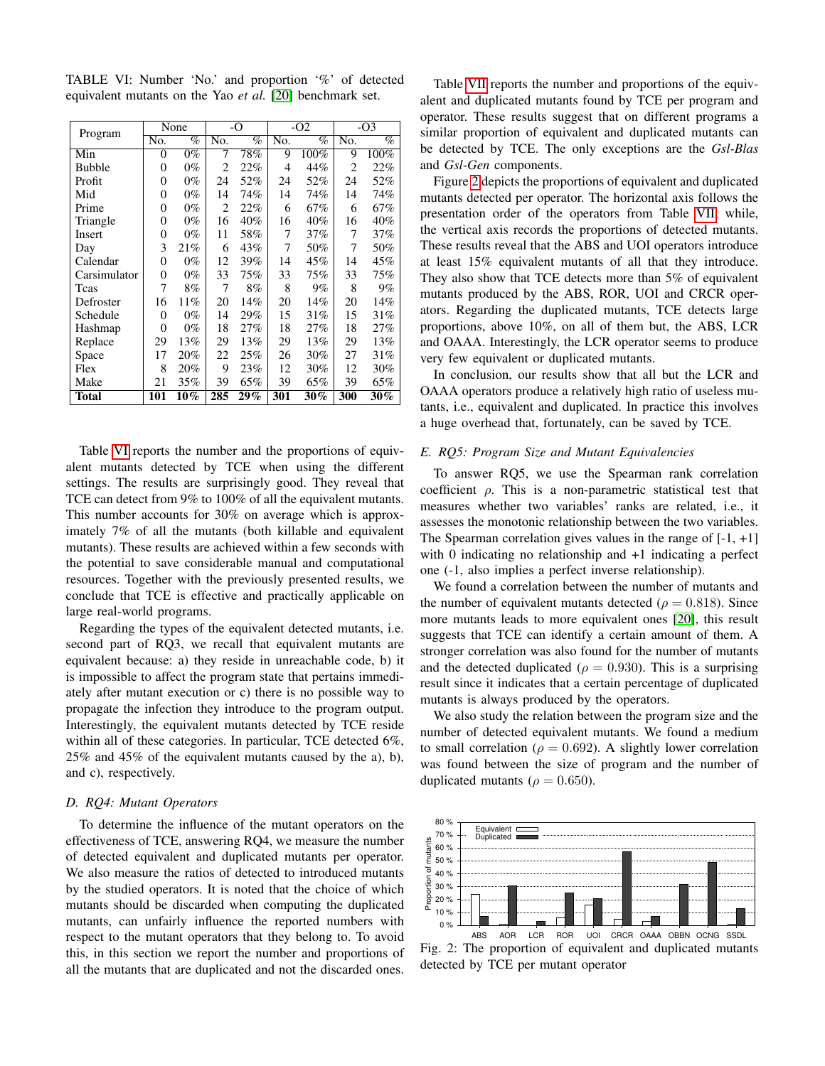TABLE VI: Number 'No.' and proportion '%' of detected equivalent mutants on the Yao *et al.* [20] benchmark set.

| Program | None | | -O | | -O2 | | -O3 | |
|---|---|---|---|---|---|---|---|---|
| | No. | % | No. | % | No. | % | No. | % |
| Min | 0 | 0% | 7 | 78% | 9 | 100% | 9 | 100% |
| Bubble | 0 | 0% | 2 | 22% | 4 | 44% | 2 | 22% |
| Profit | 0 | 0% | 24 | 52% | 24 | 52% | 24 | 52% |
| Mid | 0 | 0% | 14 | 74% | 14 | 74% | 14 | 74% |
| Prime | 0 | 0% | 2 | 22% | 6 | 67% | 6 | 67% |
| Triangle | 0 | 0% | 16 | 40% | 16 | 40% | 16 | 40% |
| Insert | 0 | 0% | 11 | 58% | 7 | 37% | 7 | 37% |
| Day | 3 | 21% | 6 | 43% | 7 | 50% | 7 | 50% |
| Calendar | 0 | 0% | 12 | 39% | 14 | 45% | 14 | 45% |
| Carsimulator | 0 | 0% | 33 | 75% | 33 | 75% | 33 | 75% |
| Tcas | 7 | 8% | 7 | 8% | 8 | 9% | 8 | 9% |
| Defroster | 16 | 11% | 20 | 14% | 20 | 14% | 20 | 14% |
| Schedule | 0 | 0% | 14 | 29% | 15 | 31% | 15 | 31% |
| Hashmap | 0 | 0% | 18 | 27% | 18 | 27% | 18 | 27% |
| Replace | 29 | 13% | 29 | 13% | 29 | 13% | 29 | 13% |
| Space | 17 | 20% | 22 | 25% | 26 | 30% | 27 | 31% |
| Flex | 8 | 20% | 9 | 23% | 12 | 30% | 12 | 30% |
| Make | 21 | 35% | 39 | 65% | 39 | 65% | 39 | 65% |
| **Total** | **101** | **10%** | **285** | **29%** | **301** | **30%** | **300** | **30%** |

Table VI reports the number and the proportions of equivalent mutants detected by TCE when using the different settings. The results are surprisingly good. They reveal that TCE can detect from 9% to 100% of all the equivalent mutants. This number accounts for 30% on average which is approximately 7% of all the mutants (both killable and equivalent mutants). These results are achieved within a few seconds with the potential to save considerable manual and computational resources. Together with the previously presented results, we conclude that TCE is effective and practically applicable on large real-world programs.

Regarding the types of the equivalent detected mutants, i.e. second part of RQ3, we recall that equivalent mutants are equivalent because: a) they reside in unreachable code, b) it is impossible to affect the program state that pertains immediately after mutant execution or c) there is no possible way to propagate the infection they introduce to the program output. Interestingly, the equivalent mutants detected by TCE reside within all of these categories. In particular, TCE detected 6%, 25% and 45% of the equivalent mutants caused by the a), b), and c), respectively.

### D. RQ4: Mutant Operators

To determine the influence of the mutant operators on the effectiveness of TCE, answering RQ4, we measure the number of detected equivalent and duplicated mutants per operator. We also measure the ratios of detected to introduced mutants by the studied operators. It is noted that the choice of which mutants should be discarded when computing the duplicated mutants, can unfairly influence the reported numbers with respect to the mutant operators that they belong to. To avoid this, in this section we report the number and proportions of all the mutants that are duplicated and not the discarded ones.

Table VII reports the number and proportions of the equivalent and duplicated mutants found by TCE per program and operator. These results suggest that on different programs a similar proportion of equivalent and duplicated mutants can be detected by TCE. The only exceptions are the *Gsl-Blas* and *Gsl-Gen* components.

Figure 2 depicts the proportions of equivalent and duplicated mutants detected per operator. The horizontal axis follows the presentation order of the operators from Table VII, while, the vertical axis records the proportions of detected mutants. These results reveal that the ABS and UOI operators introduce at least 15% equivalent mutants of all that they introduce. They also show that TCE detects more than 5% of equivalent mutants produced by the ABS, ROR, UOI and CRCR operators. Regarding the duplicated mutants, TCE detects large proportions, above 10%, on all of them but, the ABS, LCR and OAAA. Interestingly, the LCR operator seems to produce very few equivalent or duplicated mutants.

In conclusion, our results show that all but the LCR and OAAA operators produce a relatively high ratio of useless mutants, i.e., equivalent and duplicated. In practice this involves a huge overhead that, fortunately, can be saved by TCE.

### E. RQ5: Program Size and Mutant Equivalencies

To answer RQ5, we use the Spearman rank correlation coefficient $\rho$. This is a non-parametric statistical test that measures whether two variables' ranks are related, i.e., it assesses the monotonic relationship between the two variables. The Spearman correlation gives values in the range of [-1, +1] with 0 indicating no relationship and +1 indicating a perfect one (-1, also implies a perfect inverse relationship).

We found a correlation between the number of mutants and the number of equivalent mutants detected ($\rho = 0.818$). Since more mutants leads to more equivalent ones [20], this result suggests that TCE can identify a certain amount of them. A stronger correlation was also found for the number of mutants and the detected duplicated ($\rho = 0.930$). This is a surprising result since it indicates that a certain percentage of duplicated mutants is always produced by the operators.

We also study the relation between the program size and the number of detected equivalent mutants. We found a medium to small correlation ($\rho = 0.692$). A slightly lower correlation was found between the size of program and the number of duplicated mutants ($\rho = 0.650$).

Fig. 2: The proportion of equivalent and duplicated mutants detected by TCE per mutant operator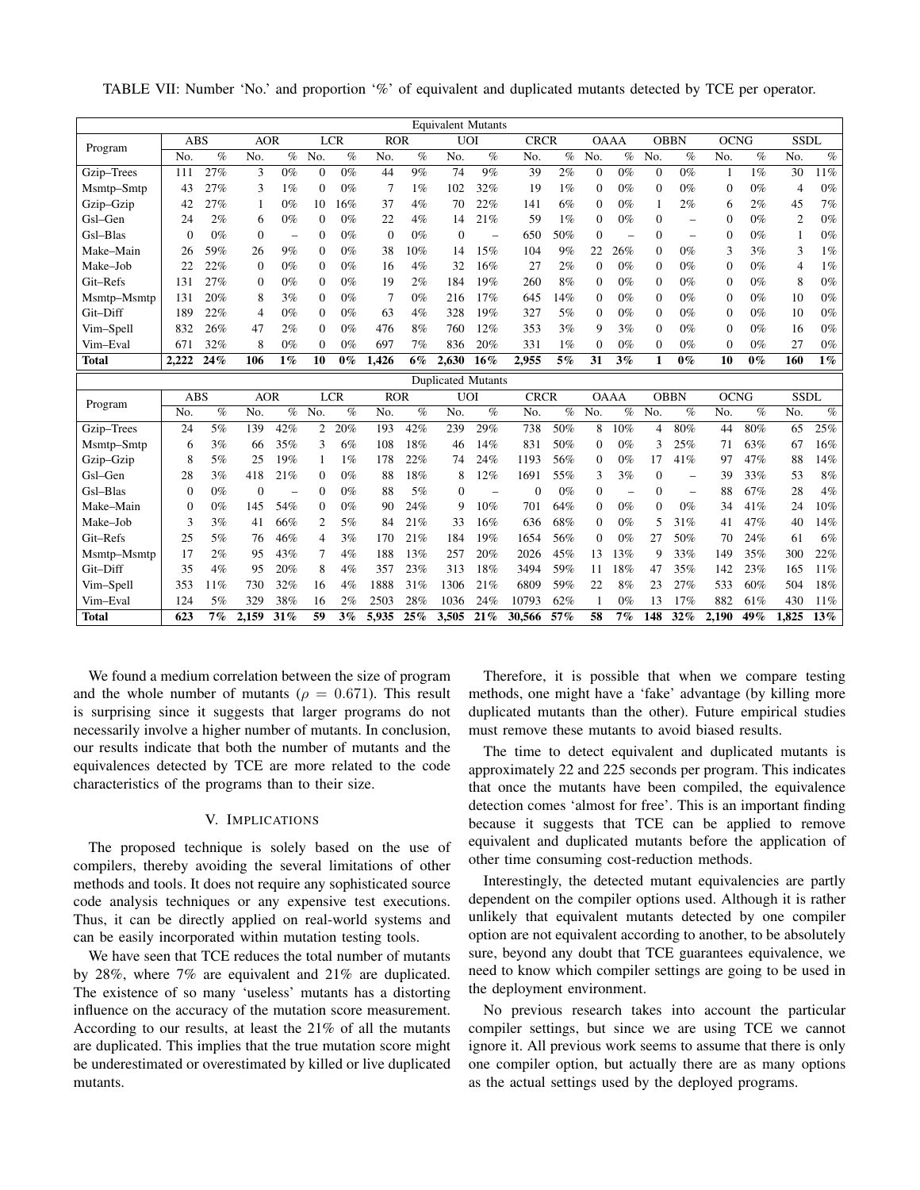TABLE VII: Number 'No.' and proportion '%' of equivalent and duplicated mutants detected by TCE per operator.

| Equivalent Mutants | | | | | | | | | | | | | | | | | | | | | |
|---|---|---|---|---|---|---|---|---|---|---|---|---|---|---|---|---|---|---|---|---|---|
| Program | ABS | | AOR | | LCR | | ROR | | UOI | | CRCR | | OAAA | | OBBN | | OCNG | | SSDL | | |
| | No. | % | No. | % | No. | % | No. | % | No. | % | No. | % | No. | % | No. | % | No. | % | No. | % | |
| Gzip–Trees | 111 | 27% | 3 | 0% | 0 | 0% | 44 | 9% | 74 | 9% | 39 | 2% | 0 | 0% | 0 | 0% | 1 | 1% | 30 | 11% | |
| Msmtp–Smtp | 43 | 27% | 3 | 1% | 0 | 0% | 7 | 1% | 102 | 32% | 19 | 1% | 0 | 0% | 0 | 0% | 0 | 0% | 4 | 0% | |
| Gzip–Gzip | 42 | 27% | 1 | 0% | 10 | 16% | 37 | 4% | 70 | 22% | 141 | 6% | 0 | 0% | 1 | 2% | 6 | 2% | 45 | 7% | |
| Gsl–Gen | 24 | 2% | 6 | 0% | 0 | 0% | 22 | 4% | 14 | 21% | 59 | 1% | 0 | 0% | 0 | – | 0 | 0% | 2 | 0% | |
| Gsl–Blas | 0 | 0% | 0 | – | 0 | 0% | 0 | 0% | 0 | – | 650 | 50% | 0 | – | 0 | – | 0 | 0% | 1 | 0% | |
| Make–Main | 26 | 59% | 26 | 9% | 0 | 0% | 38 | 10% | 14 | 15% | 104 | 9% | 22 | 26% | 0 | 0% | 3 | 3% | 3 | 1% | |
| Make–Job | 22 | 22% | 0 | 0% | 0 | 0% | 16 | 4% | 32 | 16% | 27 | 2% | 0 | 0% | 0 | 0% | 0 | 0% | 4 | 1% | |
| Git–Refs | 131 | 27% | 0 | 0% | 0 | 0% | 19 | 2% | 184 | 19% | 260 | 8% | 0 | 0% | 0 | 0% | 0 | 0% | 8 | 0% | |
| Msmtp–Msmtp | 131 | 20% | 8 | 3% | 0 | 0% | 7 | 0% | 216 | 17% | 645 | 14% | 0 | 0% | 0 | 0% | 0 | 0% | 10 | 0% | |
| Git–Diff | 189 | 22% | 4 | 0% | 0 | 0% | 63 | 4% | 328 | 19% | 327 | 5% | 0 | 0% | 0 | 0% | 0 | 0% | 10 | 0% | |
| Vim–Spell | 832 | 26% | 47 | 2% | 0 | 0% | 476 | 8% | 760 | 12% | 353 | 3% | 9 | 3% | 0 | 0% | 0 | 0% | 16 | 0% | |
| Vim–Eval | 671 | 32% | 8 | 0% | 0 | 0% | 697 | 7% | 836 | 20% | 331 | 1% | 0 | 0% | 0 | 0% | 0 | 0% | 27 | 0% | |
| **Total** | **2,222** | **24%** | **106** | **1%** | **10** | **0%** | **1,426** | **6%** | **2,630** | **16%** | **2,955** | **5%** | **31** | **3%** | **1** | **0%** | **10** | **0%** | **160** | **1%** | |
| **Duplicated Mutants** | | | | | | | | | | | | | | | | | | | | | |
| Program | ABS | | AOR | | LCR | | ROR | | UOI | | CRCR | | OAAA | | OBBN | | OCNG | | SSDL | | |
| | No. | % | No. | % | No. | % | No. | % | No. | % | No. | % | No. | % | No. | % | No. | % | No. | % | |
| Gzip–Trees | 24 | 5% | 139 | 42% | 2 | 20% | 193 | 42% | 239 | 29% | 738 | 50% | 8 | 10% | 4 | 80% | 44 | 80% | 65 | 25% | |
| Msmtp–Smtp | 6 | 3% | 66 | 35% | 3 | 6% | 108 | 18% | 46 | 14% | 831 | 50% | 0 | 0% | 3 | 25% | 71 | 63% | 67 | 16% | |
| Gzip–Gzip | 8 | 5% | 25 | 19% | 1 | 1% | 178 | 22% | 74 | 24% | 1193 | 56% | 0 | 0% | 17 | 41% | 97 | 47% | 88 | 14% | |
| Gsl–Gen | 28 | 3% | 418 | 21% | 0 | 0% | 88 | 18% | 8 | 12% | 1691 | 55% | 3 | 3% | 0 | – | 39 | 33% | 53 | 8% | |
| Gsl–Blas | 0 | 0% | 0 | – | 0 | 0% | 88 | 5% | 0 | – | 0 | 0% | 0 | – | 0 | – | 88 | 67% | 28 | 4% | |
| Make–Main | 0 | 0% | 145 | 54% | 0 | 0% | 90 | 24% | 9 | 10% | 701 | 64% | 0 | 0% | 0 | 0% | 34 | 41% | 24 | 10% | |
| Make–Job | 3 | 3% | 41 | 66% | 2 | 5% | 84 | 21% | 33 | 16% | 636 | 68% | 0 | 0% | 5 | 31% | 41 | 47% | 40 | 14% | |
| Git–Refs | 25 | 5% | 76 | 46% | 4 | 3% | 170 | 21% | 184 | 19% | 1654 | 56% | 0 | 0% | 27 | 50% | 70 | 24% | 61 | 6% | |
| Msmtp–Msmtp | 17 | 2% | 95 | 43% | 7 | 4% | 188 | 13% | 257 | 20% | 2026 | 45% | 13 | 13% | 9 | 33% | 149 | 35% | 300 | 22% | |
| Git–Diff | 35 | 4% | 95 | 20% | 8 | 4% | 357 | 23% | 313 | 18% | 3494 | 59% | 11 | 18% | 47 | 35% | 142 | 23% | 165 | 11% | |
| Vim–Spell | 353 | 11% | 730 | 32% | 16 | 4% | 1888 | 31% | 1306 | 21% | 6809 | 59% | 22 | 8% | 23 | 27% | 533 | 60% | 504 | 18% | |
| Vim–Eval | 124 | 5% | 329 | 38% | 16 | 2% | 2503 | 28% | 1036 | 24% | 10793 | 62% | 1 | 0% | 13 | 17% | 882 | 61% | 430 | 11% | |
| **Total** | **623** | **7%** | **2,159** | **31%** | **59** | **3%** | **5,935** | **25%** | **3,505** | **21%** | **30,566** | **57%** | **58** | **7%** | **148** | **32%** | **2,190** | **49%** | **1,825** | **13%** | |

We found a medium correlation between the size of program and the whole number of mutants ($\rho = 0.671$). This result is surprising since it suggests that larger programs do not necessarily involve a higher number of mutants. In conclusion, our results indicate that both the number of mutants and the equivalences detected by TCE are more related to the code characteristics of the programs than to their size.

## V. Implications

The proposed technique is solely based on the use of compilers, thereby avoiding the several limitations of other methods and tools. It does not require any sophisticated source code analysis techniques or any expensive test executions. Thus, it can be directly applied on real-world systems and can be easily incorporated within mutation testing tools.

We have seen that TCE reduces the total number of mutants by 28%, where 7% are equivalent and 21% are duplicated. The existence of so many 'useless' mutants has a distorting influence on the accuracy of the mutation score measurement. According to our results, at least the 21% of all the mutants are duplicated. This implies that the true mutation score might be underestimated or overestimated by killed or live duplicated mutants.

Therefore, it is possible that when we compare testing methods, one might have a 'fake' advantage (by killing more duplicated mutants than the other). Future empirical studies must remove these mutants to avoid biased results.

The time to detect equivalent and duplicated mutants is approximately 22 and 225 seconds per program. This indicates that once the mutants have been compiled, the equivalence detection comes 'almost for free'. This is an important finding because it suggests that TCE can be applied to remove equivalent and duplicated mutants before the application of other time consuming cost-reduction methods.

Interestingly, the detected mutant equivalencies are partly dependent on the compiler options used. Although it is rather unlikely that equivalent mutants detected by one compiler option are not equivalent according to another, to be absolutely sure, beyond any doubt that TCE guarantees equivalence, we need to know which compiler settings are going to be used in the deployment environment.

No previous research takes into account the particular compiler settings, but since we are using TCE we cannot ignore it. All previous work seems to assume that there is only one compiler option, but actually there are as many options as the actual settings used by the deployed programs.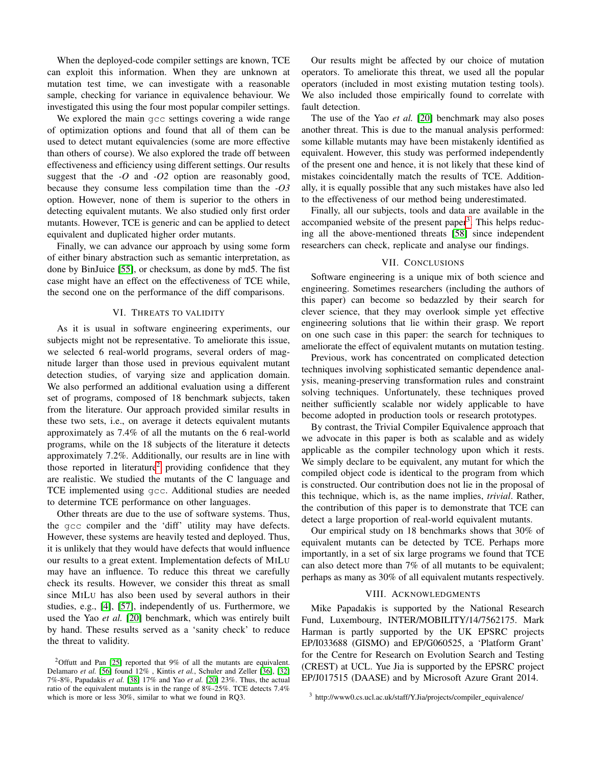When the deployed-code compiler settings are known, TCE can exploit this information. When they are unknown at mutation test time, we can investigate with a reasonable sample, checking for variance in equivalence behaviour. We investigated this using the four most popular compiler settings.

We explored the main `gcc` settings covering a wide range of optimization options and found that all of them can be used to detect mutant equivalencies (some are more effective than others of course). We also explored the trade off between effectiveness and efficiency using different settings. Our results suggest that the *-O* and *-O2* option are reasonably good, because they consume less compilation time than the *-O3* option. However, none of them is superior to the others in detecting equivalent mutants. We also studied only first order mutants. However, TCE is generic and can be applied to detect equivalent and duplicated higher order mutants.

Finally, we can advance our approach by using some form of either binary abstraction such as semantic interpretation, as done by BinJuice [55], or checksum, as done by md5. The fist case might have an effect on the effectiveness of TCE while, the second one on the performance of the diff comparisons.

## VI. Threats to Validity

As it is usual in software engineering experiments, our subjects might not be representative. To ameliorate this issue, we selected 6 real-world programs, several orders of magnitude larger than those used in previous equivalent mutant detection studies, of varying size and application domain. We also performed an additional evaluation using a different set of programs, composed of 18 benchmark subjects, taken from the literature. Our approach provided similar results in these two sets, i.e., on average it detects equivalent mutants approximately as 7.4% of all the mutants on the 6 real-world programs, while on the 18 subjects of the literature it detects approximately 7.2%. Additionally, our results are in line with those reported in literature[2] providing confidence that they are realistic. We studied the mutants of the C language and TCE implemented using `gcc`. Additional studies are needed to determine TCE performance on other languages.

Other threats are due to the use of software systems. Thus, the `gcc` compiler and the 'diff' utility may have defects. However, these systems are heavily tested and deployed. Thus, it is unlikely that they would have defects that would influence our results to a great extent. Implementation defects of MiLu may have an influence. To reduce this threat we carefully check its results. However, we consider this threat as small since MiLu has also been used by several authors in their studies, e.g., [4], [57], independently of us. Furthermore, we used the Yao *et al.* [20] benchmark, which was entirely built by hand. These results served as a 'sanity check' to reduce the threat to validity.

[2] Offutt and Pan [25] reported that 9% of all the mutants are equivalent. Delamaro *et al.* [56] found 12% , Kintis *et al.*, Schuler and Zeller [36], [32] 7%-8%, Papadakis *et al.* [38] 17% and Yao *et al.* [20] 23%. Thus, the actual ratio of the equivalent mutants is in the range of 8%-25%. TCE detects 7.4% which is more or less 30%, similar to what we found in RQ3.

Our results might be affected by our choice of mutation operators. To ameliorate this threat, we used all the popular operators (included in most existing mutation testing tools). We also included those empirically found to correlate with fault detection.

The use of the Yao *et al.* [20] benchmark may also poses another threat. This is due to the manual analysis performed: some killable mutants may have been mistakenly identified as equivalent. However, this study was performed independently of the present one and hence, it is not likely that these kind of mistakes coincidentally match the results of TCE. Additionally, it is equally possible that any such mistakes have also led to the effectiveness of our method being underestimated.

Finally, all our subjects, tools and data are available in the accompanied website of the present paper[3]. This helps reducing all the above-mentioned threats [58] since independent researchers can check, replicate and analyse our findings.

## VII. Conclusions

Software engineering is a unique mix of both science and engineering. Sometimes researchers (including the authors of this paper) can become so bedazzled by their search for clever science, that they may overlook simple yet effective engineering solutions that lie within their grasp. We report on one such case in this paper: the search for techniques to ameliorate the effect of equivalent mutants on mutation testing.

Previous, work has concentrated on complicated detection techniques involving sophisticated semantic dependence analysis, meaning-preserving transformation rules and constraint solving techniques. Unfortunately, these techniques proved neither sufficiently scalable nor widely applicable to have become adopted in production tools or research prototypes.

By contrast, the Trivial Compiler Equivalence approach that we advocate in this paper is both as scalable and as widely applicable as the compiler technology upon which it rests. We simply declare to be equivalent, any mutant for which the compiled object code is identical to the program from which is constructed. Our contribution does not lie in the proposal of this technique, which is, as the name implies, *trivial*. Rather, the contribution of this paper is to demonstrate that TCE can detect a large proportion of real-world equivalent mutants.

Our empirical study on 18 benchmarks shows that 30% of equivalent mutants can be detected by TCE. Perhaps more importantly, in a set of six large programs we found that TCE can also detect more than 7% of all mutants to be equivalent; perhaps as many as 30% of all equivalent mutants respectively.

## VIII. Acknowledgments

Mike Papadakis is supported by the National Research Fund, Luxembourg, INTER/MOBILITY/14/7562175. Mark Harman is partly supported by the UK EPSRC projects EP/I033688 (GISMO) and EP/G060525, a 'Platform Grant' for the Centre for Research on Evolution Search and Testing (CREST) at UCL. Yue Jia is supported by the EPSRC project EP/J017515 (DAASE) and by Microsoft Azure Grant 2014.

[3] http://www0.cs.ucl.ac.uk/staff/Y.Jia/projects/compiler_equivalence/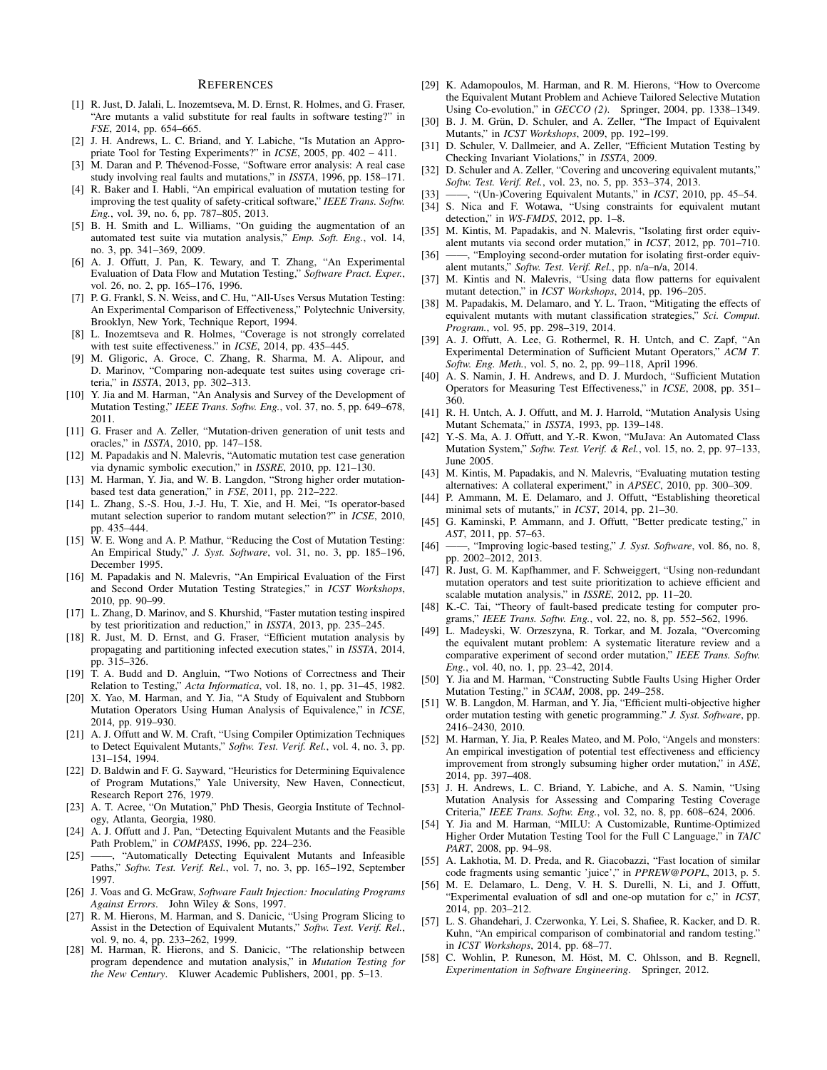## REFERENCES

[1] R. Just, D. Jalali, L. Inozemtseva, M. D. Ernst, R. Holmes, and G. Fraser, "Are mutants a valid substitute for real faults in software testing?" in *FSE*, 2014, pp. 654–665.

[2] J. H. Andrews, L. C. Briand, and Y. Labiche, "Is Mutation an Appropriate Tool for Testing Experiments?" in *ICSE*, 2005, pp. 402 – 411.

[3] M. Daran and P. Thévenod-Fosse, "Software error analysis: A real case study involving real faults and mutations," in *ISSTA*, 1996, pp. 158–171.

[4] R. Baker and I. Habli, "An empirical evaluation of mutation testing for improving the test quality of safety-critical software," *IEEE Trans. Softw. Eng.*, vol. 39, no. 6, pp. 787–805, 2013.

[5] B. H. Smith and L. Williams, "On guiding the augmentation of an automated test suite via mutation analysis," *Emp. Soft. Eng.*, vol. 14, no. 3, pp. 341–369, 2009.

[6] A. J. Offutt, J. Pan, K. Tewary, and T. Zhang, "An Experimental Evaluation of Data Flow and Mutation Testing," *Software Pract. Exper.*, vol. 26, no. 2, pp. 165–176, 1996.

[7] P. G. Frankl, S. N. Weiss, and C. Hu, "All-Uses Versus Mutation Testing: An Experimental Comparison of Effectiveness," Polytechnic University, Brooklyn, New York, Technique Report, 1994.

[8] L. Inozemtseva and R. Holmes, "Coverage is not strongly correlated with test suite effectiveness." in *ICSE*, 2014, pp. 435–445.

[9] M. Gligoric, A. Groce, C. Zhang, R. Sharma, M. A. Alipour, and D. Marinov, "Comparing non-adequate test suites using coverage criteria," in *ISSTA*, 2013, pp. 302–313.

[10] Y. Jia and M. Harman, "An Analysis and Survey of the Development of Mutation Testing," *IEEE Trans. Softw. Eng.*, vol. 37, no. 5, pp. 649–678, 2011.

[11] G. Fraser and A. Zeller, "Mutation-driven generation of unit tests and oracles," in *ISSTA*, 2010, pp. 147–158.

[12] M. Papadakis and N. Malevris, "Automatic mutation test case generation via dynamic symbolic execution," in *ISSRE*, 2010, pp. 121–130.

[13] M. Harman, Y. Jia, and W. B. Langdon, "Strong higher order mutation-based test data generation," in *FSE*, 2011, pp. 212–222.

[14] L. Zhang, S.-S. Hou, J.-J. Hu, T. Xie, and H. Mei, "Is operator-based mutant selection superior to random mutant selection?" in *ICSE*, 2010, pp. 435–444.

[15] W. E. Wong and A. P. Mathur, "Reducing the Cost of Mutation Testing: An Empirical Study," *J. Syst. Software*, vol. 31, no. 3, pp. 185–196, December 1995.

[16] M. Papadakis and N. Malevris, "An Empirical Evaluation of the First and Second Order Mutation Testing Strategies," in *ICST Workshops*, 2010, pp. 90–99.

[17] L. Zhang, D. Marinov, and S. Khurshid, "Faster mutation testing inspired by test prioritization and reduction," in *ISSTA*, 2013, pp. 235–245.

[18] R. Just, M. D. Ernst, and G. Fraser, "Efficient mutation analysis by propagating and partitioning infected execution states," in *ISSTA*, 2014, pp. 315–326.

[19] T. A. Budd and D. Angluin, "Two Notions of Correctness and Their Relation to Testing," *Acta Informatica*, vol. 18, no. 1, pp. 31–45, 1982.

[20] X. Yao, M. Harman, and Y. Jia, "A Study of Equivalent and Stubborn Mutation Operators Using Human Analysis of Equivalence," in *ICSE*, 2014, pp. 919–930.

[21] A. J. Offutt and W. M. Craft, "Using Compiler Optimization Techniques to Detect Equivalent Mutants," *Softw. Test. Verif. Rel.*, vol. 4, no. 3, pp. 131–154, 1994.

[22] D. Baldwin and F. G. Sayward, "Heuristics for Determining Equivalence of Program Mutations," Yale University, New Haven, Connecticut, Research Report 276, 1979.

[23] A. T. Acree, "On Mutation," PhD Thesis, Georgia Institute of Technology, Atlanta, Georgia, 1980.

[24] A. J. Offutt and J. Pan, "Detecting Equivalent Mutants and the Feasible Path Problem," in *COMPASS*, 1996, pp. 224–236.

[25] ——, "Automatically Detecting Equivalent Mutants and Infeasible Paths," *Softw. Test. Verif. Rel.*, vol. 7, no. 3, pp. 165–192, September 1997.

[26] J. Voas and G. McGraw, *Software Fault Injection: Inoculating Programs Against Errors*. John Wiley & Sons, 1997.

[27] R. M. Hierons, M. Harman, and S. Danicic, "Using Program Slicing to Assist in the Detection of Equivalent Mutants," *Softw. Test. Verif. Rel.*, vol. 9, no. 4, pp. 233–262, 1999.

[28] M. Harman, R. Hierons, and S. Danicic, "The relationship between program dependence and mutation analysis," in *Mutation Testing for the New Century*. Kluwer Academic Publishers, 2001, pp. 5–13.

[29] K. Adamopoulos, M. Harman, and R. M. Hierons, "How to Overcome the Equivalent Mutant Problem and Achieve Tailored Selective Mutation Using Co-evolution," in *GECCO (2)*. Springer, 2004, pp. 1338–1349.

[30] B. J. M. Grün, D. Schuler, and A. Zeller, "The Impact of Equivalent Mutants," in *ICST Workshops*, 2009, pp. 192–199.

[31] D. Schuler, V. Dallmeier, and A. Zeller, "Efficient Mutation Testing by Checking Invariant Violations," in *ISSTA*, 2009.

[32] D. Schuler and A. Zeller, "Covering and uncovering equivalent mutants," *Softw. Test. Verif. Rel.*, vol. 23, no. 5, pp. 353–374, 2013.

[33] ——, "(Un-)Covering Equivalent Mutants," in *ICST*, 2010, pp. 45–54.

[34] S. Nica and F. Wotawa, "Using constraints for equivalent mutant detection," in *WS-FMDS*, 2012, pp. 1–8.

[35] M. Kintis, M. Papadakis, and N. Malevris, "Isolating first order equivalent mutants via second order mutation," in *ICST*, 2012, pp. 701–710.

[36] ——, "Employing second-order mutation for isolating first-order equivalent mutants," *Softw. Test. Verif. Rel.*, pp. n/a–n/a, 2014.

[37] M. Kintis and N. Malevris, "Using data flow patterns for equivalent mutant detection," in *ICST Workshops*, 2014, pp. 196–205.

[38] M. Papadakis, M. Delamaro, and Y. L. Traon, "Mitigating the effects of equivalent mutants with mutant classification strategies," *Sci. Comput. Program.*, vol. 95, pp. 298–319, 2014.

[39] A. J. Offutt, A. Lee, G. Rothermel, R. H. Untch, and C. Zapf, "An Experimental Determination of Sufficient Mutant Operators," *ACM T. Softw. Eng. Meth.*, vol. 5, no. 2, pp. 99–118, April 1996.

[40] A. S. Namin, J. H. Andrews, and D. J. Murdoch, "Sufficient Mutation Operators for Measuring Test Effectiveness," in *ICSE*, 2008, pp. 351–360.

[41] R. H. Untch, A. J. Offutt, and M. J. Harrold, "Mutation Analysis Using Mutant Schemata," in *ISSTA*, 1993, pp. 139–148.

[42] Y.-S. Ma, A. J. Offutt, and Y.-R. Kwon, "MuJava: An Automated Class Mutation System," *Softw. Test. Verif. & Rel.*, vol. 15, no. 2, pp. 97–133, June 2005.

[43] M. Kintis, M. Papadakis, and N. Malevris, "Evaluating mutation testing alternatives: A collateral experiment," in *APSEC*, 2010, pp. 300–309.

[44] P. Ammann, M. E. Delamaro, and J. Offutt, "Establishing theoretical minimal sets of mutants," in *ICST*, 2014, pp. 21–30.

[45] G. Kaminski, P. Ammann, and J. Offutt, "Better predicate testing," in *AST*, 2011, pp. 57–63.

[46] ——, "Improving logic-based testing," *J. Syst. Software*, vol. 86, no. 8, pp. 2002–2012, 2013.

[47] R. Just, G. M. Kapfhammer, and F. Schweiggert, "Using non-redundant mutation operators and test suite prioritization to achieve efficient and scalable mutation analysis," in *ISSRE*, 2012, pp. 11–20.

[48] K.-C. Tai, "Theory of fault-based predicate testing for computer programs," *IEEE Trans. Softw. Eng.*, vol. 22, no. 8, pp. 552–562, 1996.

[49] L. Madeyski, W. Orzeszyna, R. Torkar, and M. Jozala, "Overcoming the equivalent mutant problem: A systematic literature review and a comparative experiment of second order mutation," *IEEE Trans. Softw. Eng.*, vol. 40, no. 1, pp. 23–42, 2014.

[50] Y. Jia and M. Harman, "Constructing Subtle Faults Using Higher Order Mutation Testing," in *SCAM*, 2008, pp. 249–258.

[51] W. B. Langdon, M. Harman, and Y. Jia, "Efficient multi-objective higher order mutation testing with genetic programming." *J. Syst. Software*, pp. 2416–2430, 2010.

[52] M. Harman, Y. Jia, P. Reales Mateo, and M. Polo, "Angels and monsters: An empirical investigation of potential test effectiveness and efficiency improvement from strongly subsuming higher order mutation," in *ASE*, 2014, pp. 397–408.

[53] J. H. Andrews, L. C. Briand, Y. Labiche, and A. S. Namin, "Using Mutation Analysis for Assessing and Comparing Testing Coverage Criteria," *IEEE Trans. Softw. Eng.*, vol. 32, no. 8, pp. 608–624, 2006.

[54] Y. Jia and M. Harman, "MILU: A Customizable, Runtime-Optimized Higher Order Mutation Testing Tool for the Full C Language," in *TAIC PART*, 2008, pp. 94–98.

[55] A. Lakhotia, M. D. Preda, and R. Giacobazzi, "Fast location of similar code fragments using semantic 'juice'," in *PPREW@POPL*, 2013, p. 5.

[56] M. E. Delamaro, L. Deng, V. H. S. Durelli, N. Li, and J. Offutt, "Experimental evaluation of sdl and one-op mutation for c," in *ICST*, 2014, pp. 203–212.

[57] L. S. Ghandehari, J. Czerwonka, Y. Lei, S. Shafiee, R. Kacker, and D. R. Kuhn, "An empirical comparison of combinatorial and random testing." in *ICST Workshops*, 2014, pp. 68–77.

[58] C. Wohlin, P. Runeson, M. Höst, M. C. Ohlsson, and B. Regnell, *Experimentation in Software Engineering*. Springer, 2012.